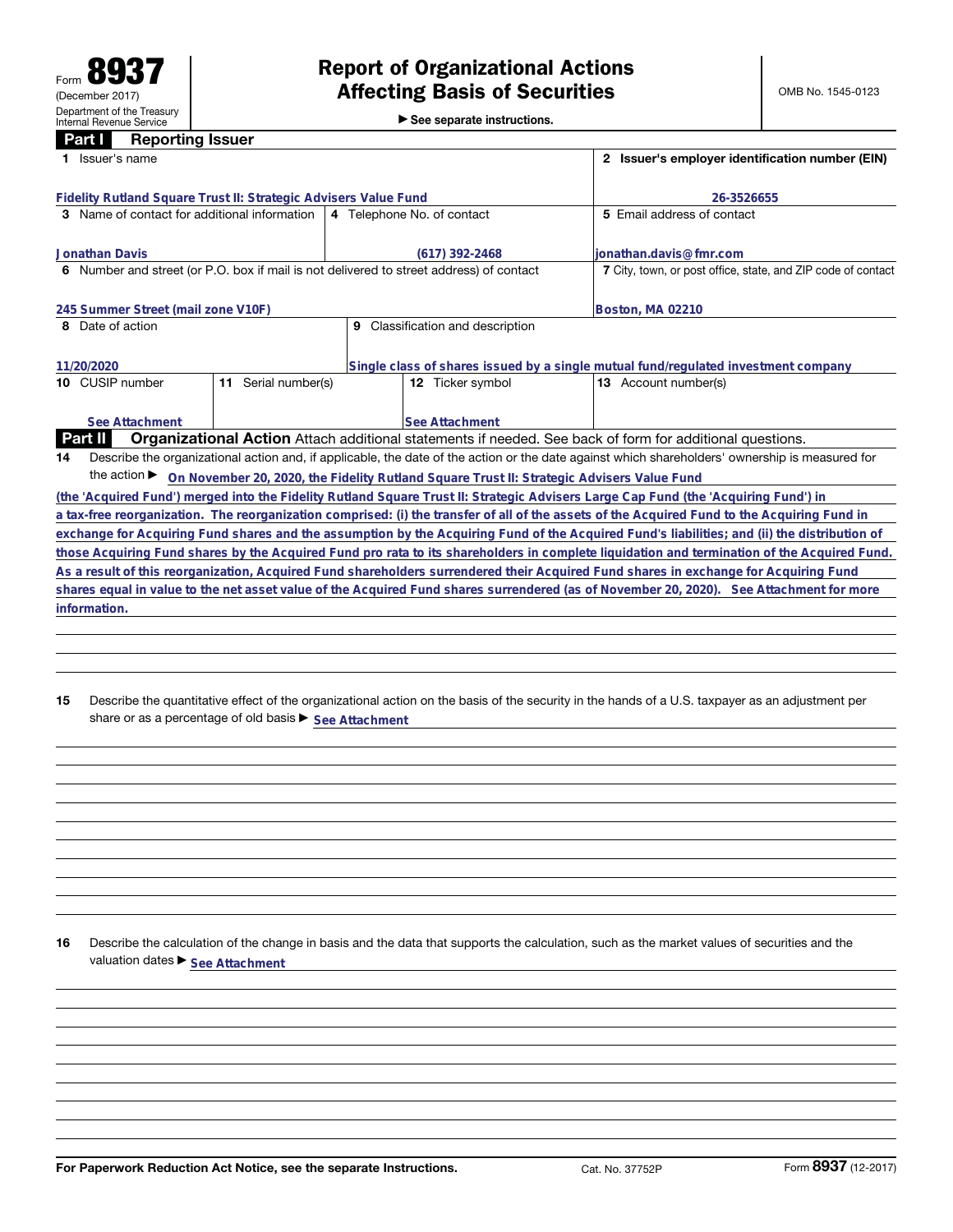Form **8937**
(December 2017)
Department of the Treasury
Internal Revenue Service

# Report of Organizational Actions Affecting Basis of Securities

► See separate instructions.

OMB No. 1545-0123

## Part I Reporting Issuer

| 1 Issuer's name | 2 Issuer's employer identification number (EIN) |
|---|---|
| Fidelity Rutland Square Trust II: Strategic Advisers Value Fund | 26-3526655 |

| 3 Name of contact for additional information | 4 Telephone No. of contact | 5 Email address of contact |
|---|---|---|
| Jonathan Davis | (617) 392-2468 | jonathan.davis@fmr.com |

| 6 Number and street (or P.O. box if mail is not delivered to street address) of contact | 7 City, town, or post office, state, and ZIP code of contact |
|---|---|
| 245 Summer Street (mail zone V10F) | Boston, MA 02210 |

| 8 Date of action | 9 Classification and description |
|---|---|
| 11/20/2020 | Single class of shares issued by a single mutual fund/regulated investment company |

| 10 CUSIP number | 11 Serial number(s) | 12 Ticker symbol | 13 Account number(s) |
|---|---|---|---|
| See Attachment | | See Attachment | |

## Part II Organizational Action

Attach additional statements if needed. See back of form for additional questions.

**14** Describe the organizational action and, if applicable, the date of the action or the date against which shareholders' ownership is measured for the action ► On November 20, 2020, the Fidelity Rutland Square Trust II: Strategic Advisers Value Fund (the 'Acquired Fund') merged into the Fidelity Rutland Square Trust II: Strategic Advisers Large Cap Fund (the 'Acquiring Fund') in a tax-free reorganization. The reorganization comprised: (i) the transfer of all of the assets of the Acquired Fund to the Acquiring Fund in exchange for Acquiring Fund shares and the assumption by the Acquiring Fund of the Acquired Fund's liabilities; and (ii) the distribution of those Acquiring Fund shares by the Acquired Fund pro rata to its shareholders in complete liquidation and termination of the Acquired Fund. As a result of this reorganization, Acquired Fund shareholders surrendered their Acquired Fund shares in exchange for Acquiring Fund shares equal in value to the net asset value of the Acquired Fund shares surrendered (as of November 20, 2020). See Attachment for more information.

**15** Describe the quantitative effect of the organizational action on the basis of the security in the hands of a U.S. taxpayer as an adjustment per share or as a percentage of old basis ► See Attachment

**16** Describe the calculation of the change in basis and the data that supports the calculation, such as the market values of securities and the valuation dates ► See Attachment

For Paperwork Reduction Act Notice, see the separate Instructions. Cat. No. 37752P Form **8937** (12-2017)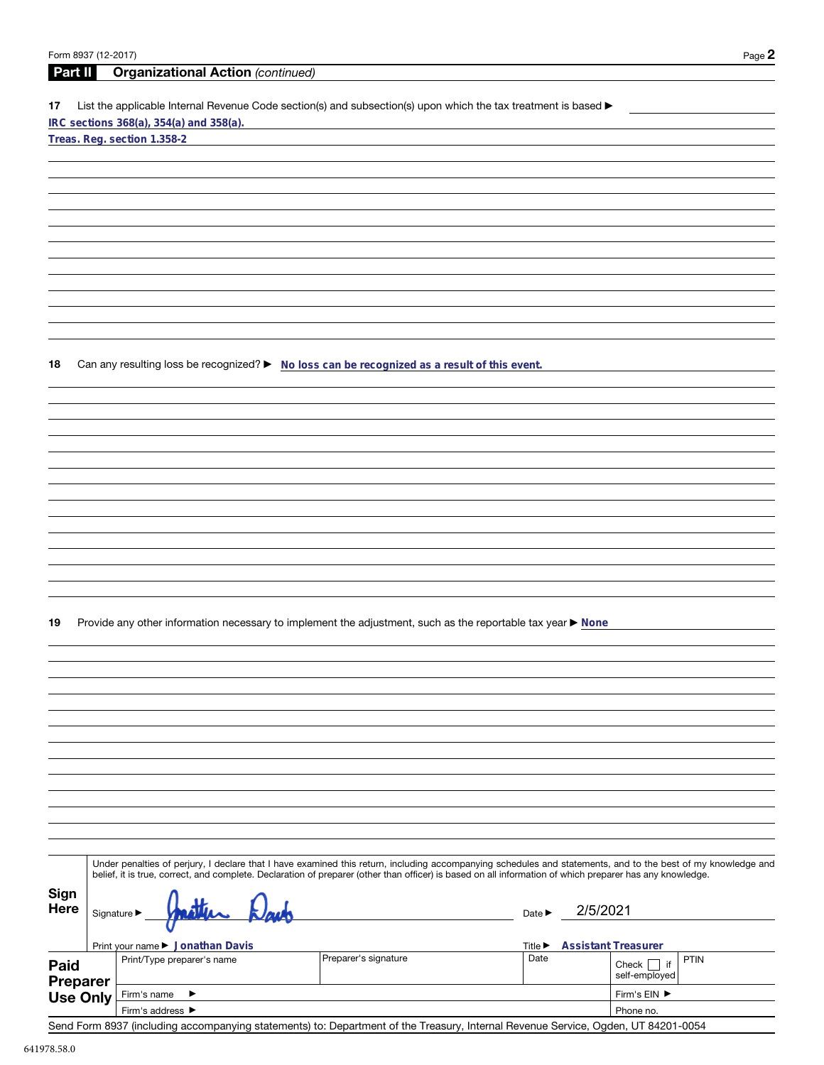Form 8937 (12-2017)

## Part II Organizational Action *(continued)*

**17** List the applicable Internal Revenue Code section(s) and subsection(s) upon which the tax treatment is based ▶

IRC sections 368(a), 354(a) and 358(a).

Treas. Reg. section 1.358-2

**18** Can any resulting loss be recognized? ▶ No loss can be recognized as a result of this event.

**19** Provide any other information necessary to implement the adjustment, such as the reportable tax year ▶ None

**Sign Here**

Under penalties of perjury, I declare that I have examined this return, including accompanying schedules and statements, and to the best of my knowledge and belief, it is true, correct, and complete. Declaration of preparer (other than officer) is based on all information of which preparer has any knowledge.

Signature ▶ Jonathan Davis    Date ▶ 2/5/2021

Print your name ▶ Jonathan Davis    Title ▶ Assistant Treasurer

**Paid Preparer Use Only**

| Print/Type preparer's name | Preparer's signature | Date | Check ☐ if self-employed | PTIN |
|---|---|---|---|---|
| Firm's name ▶ | | | Firm's EIN ▶ | |
| Firm's address ▶ | | | Phone no. | |

Send Form 8937 (including accompanying statements) to: Department of the Treasury, Internal Revenue Service, Ogden, UT 84201-0054

641978.58.0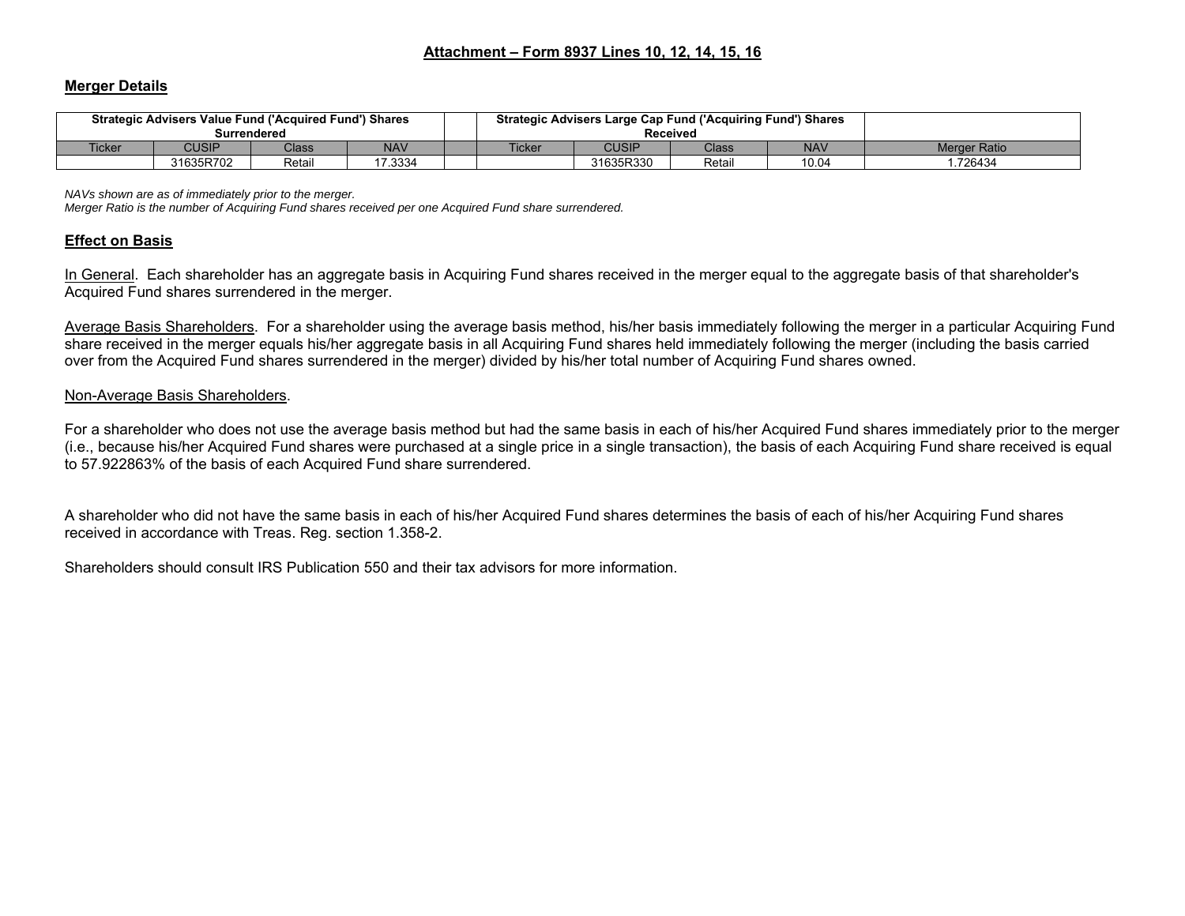## Attachment – Form 8937 Lines 10, 12, 14, 15, 16

### Merger Details

| Strategic Advisers Value Fund ('Acquired Fund') Shares Surrendered | | | | | Strategic Advisers Large Cap Fund ('Acquiring Fund') Shares Received | | | | |
|---|---|---|---|---|---|---|---|---|---|
| Ticker | CUSIP | Class | NAV | | Ticker | CUSIP | Class | NAV | Merger Ratio |
| | 31635R702 | Retail | 17.3334 | | | 31635R330 | Retail | 10.04 | 1.726434 |

*NAVs shown are as of immediately prior to the merger.*
*Merger Ratio is the number of Acquiring Fund shares received per one Acquired Fund share surrendered.*

### Effect on Basis

In General. Each shareholder has an aggregate basis in Acquiring Fund shares received in the merger equal to the aggregate basis of that shareholder's Acquired Fund shares surrendered in the merger.

Average Basis Shareholders. For a shareholder using the average basis method, his/her basis immediately following the merger in a particular Acquiring Fund share received in the merger equals his/her aggregate basis in all Acquiring Fund shares held immediately following the merger (including the basis carried over from the Acquired Fund shares surrendered in the merger) divided by his/her total number of Acquiring Fund shares owned.

Non-Average Basis Shareholders.

For a shareholder who does not use the average basis method but had the same basis in each of his/her Acquired Fund shares immediately prior to the merger (i.e., because his/her Acquired Fund shares were purchased at a single price in a single transaction), the basis of each Acquiring Fund share received is equal to 57.922863% of the basis of each Acquired Fund share surrendered.

A shareholder who did not have the same basis in each of his/her Acquired Fund shares determines the basis of each of his/her Acquiring Fund shares received in accordance with Treas. Reg. section 1.358-2.

Shareholders should consult IRS Publication 550 and their tax advisors for more information.